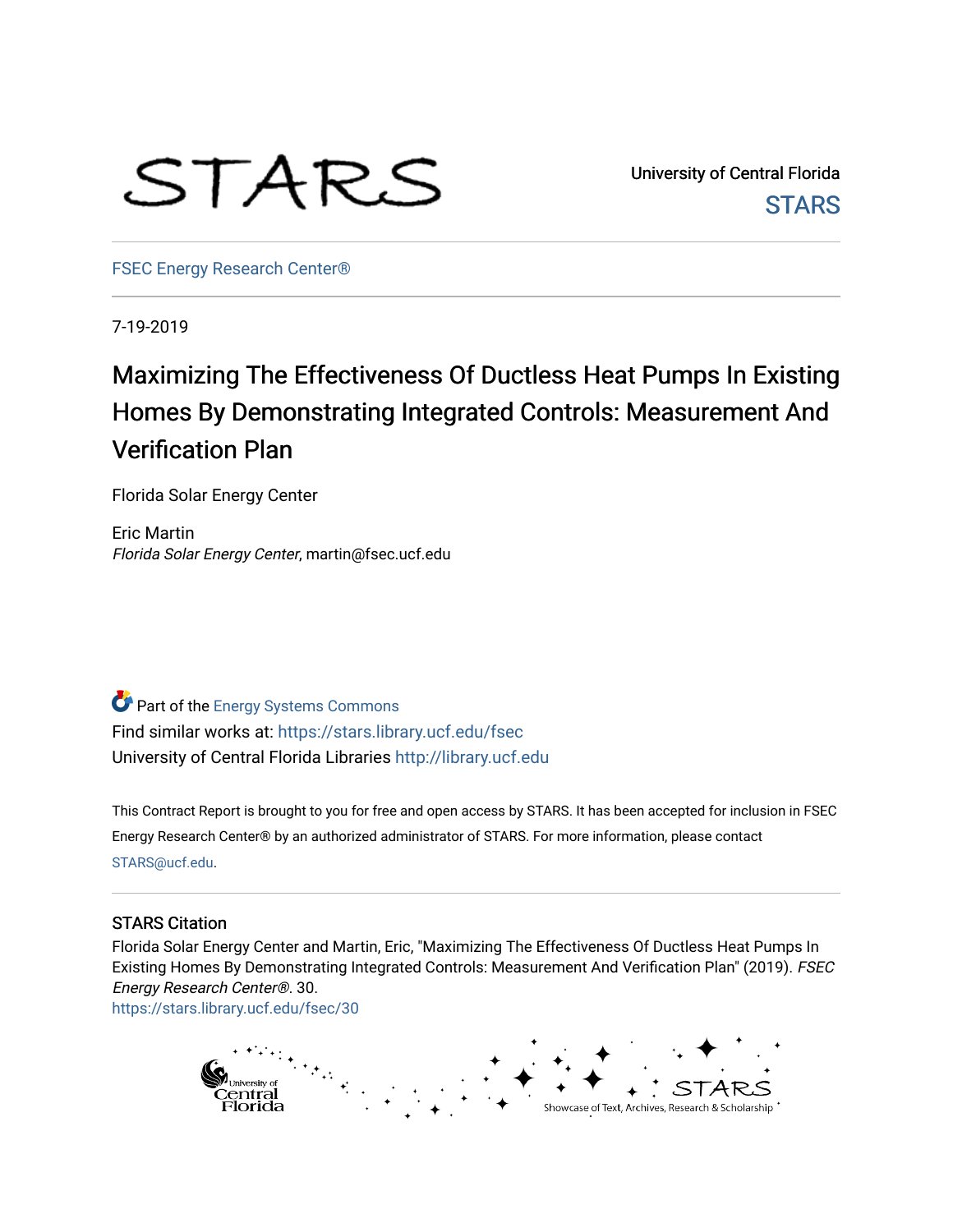STARS

University of Central Florida

STARS

FSEC Energy Research Center®

7-19-2019

# Maximizing The Effectiveness Of Ductless Heat Pumps In Existing Homes By Demonstrating Integrated Controls: Measurement And Verification Plan

Florida Solar Energy Center

Eric Martin
*Florida Solar Energy Center*, martin@fsec.ucf.edu

Part of the Energy Systems Commons
Find similar works at: https://stars.library.ucf.edu/fsec
University of Central Florida Libraries http://library.ucf.edu

This Contract Report is brought to you for free and open access by STARS. It has been accepted for inclusion in FSEC Energy Research Center® by an authorized administrator of STARS. For more information, please contact STARS@ucf.edu.

## STARS Citation

Florida Solar Energy Center and Martin, Eric, "Maximizing The Effectiveness Of Ductless Heat Pumps In Existing Homes By Demonstrating Integrated Controls: Measurement And Verification Plan" (2019). *FSEC Energy Research Center®*. 30.
https://stars.library.ucf.edu/fsec/30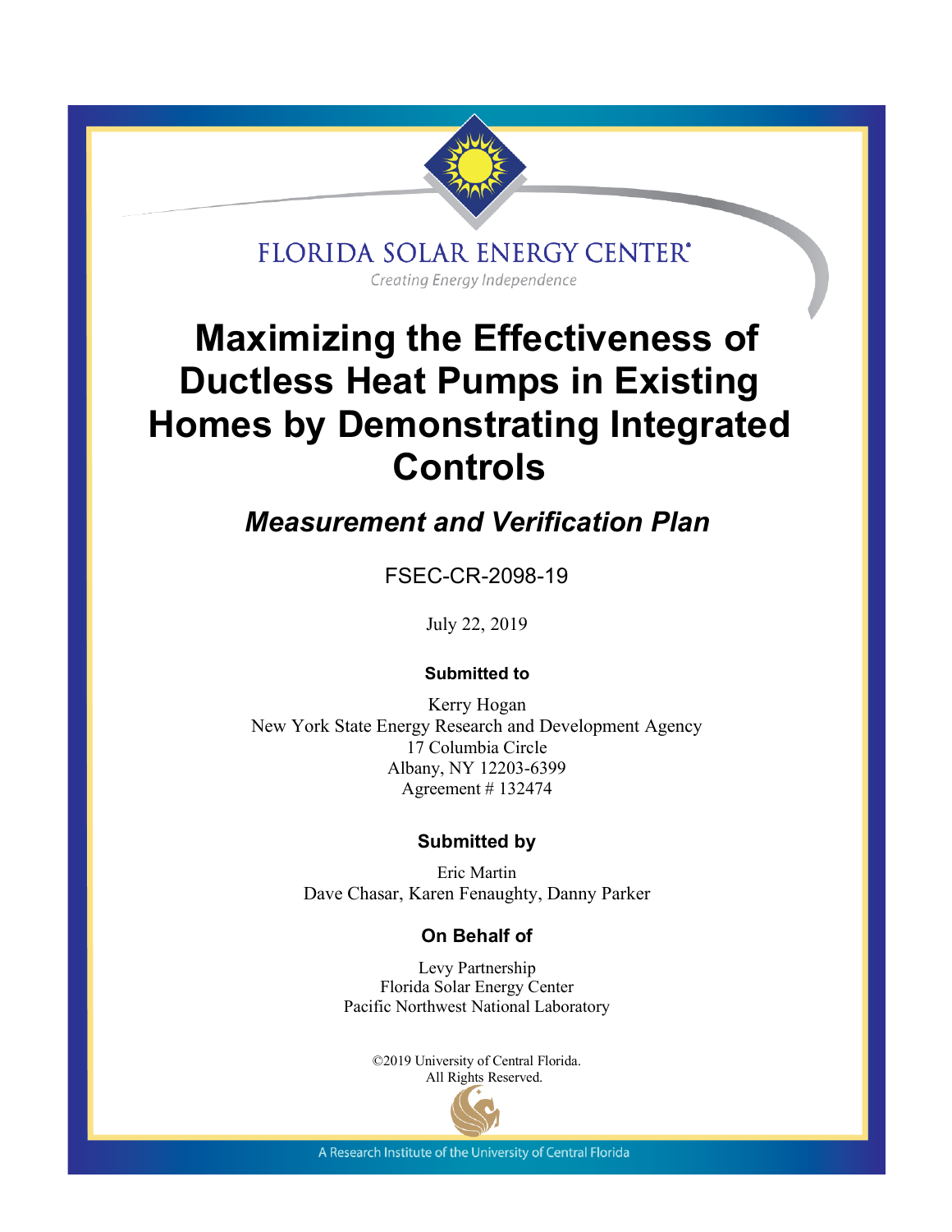FLORIDA SOLAR ENERGY CENTER®

*Creating Energy Independence*

# Maximizing the Effectiveness of Ductless Heat Pumps in Existing Homes by Demonstrating Integrated Controls

## *Measurement and Verification Plan*

FSEC-CR-2098-19

July 22, 2019

**Submitted to**

Kerry Hogan
New York State Energy Research and Development Agency
17 Columbia Circle
Albany, NY 12203-6399
Agreement # 132474

**Submitted by**

Eric Martin
Dave Chasar, Karen Fenaughty, Danny Parker

**On Behalf of**

Levy Partnership
Florida Solar Energy Center
Pacific Northwest National Laboratory

©2019 University of Central Florida.
All Rights Reserved.

A Research Institute of the University of Central Florida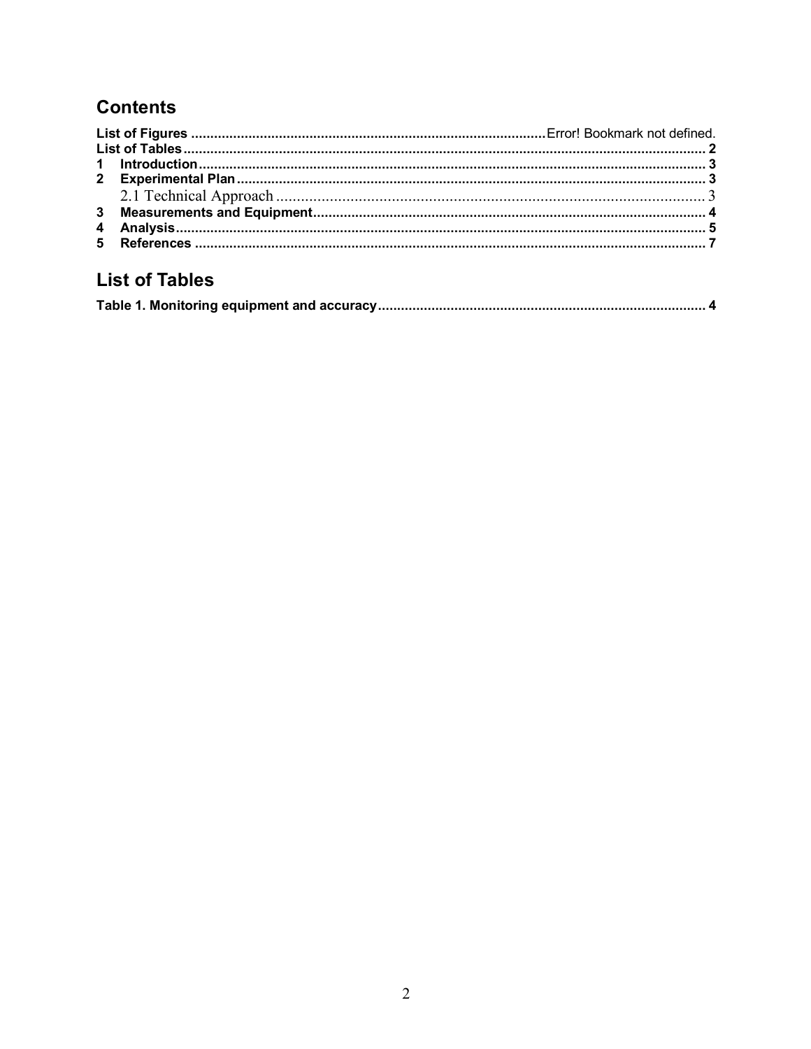## Contents

**List of Figures** .................................................. Error! Bookmark not defined.
**List of Tables** .................................................. **2**
**1 Introduction** .................................................. **3**
**2 Experimental Plan** .................................................. **3**
2.1 Technical Approach .................................................. 3
**3 Measurements and Equipment** .................................................. **4**
**4 Analysis** .................................................. **5**
**5 References** .................................................. **7**

## List of Tables

**Table 1. Monitoring equipment and accuracy** .................................................. **4**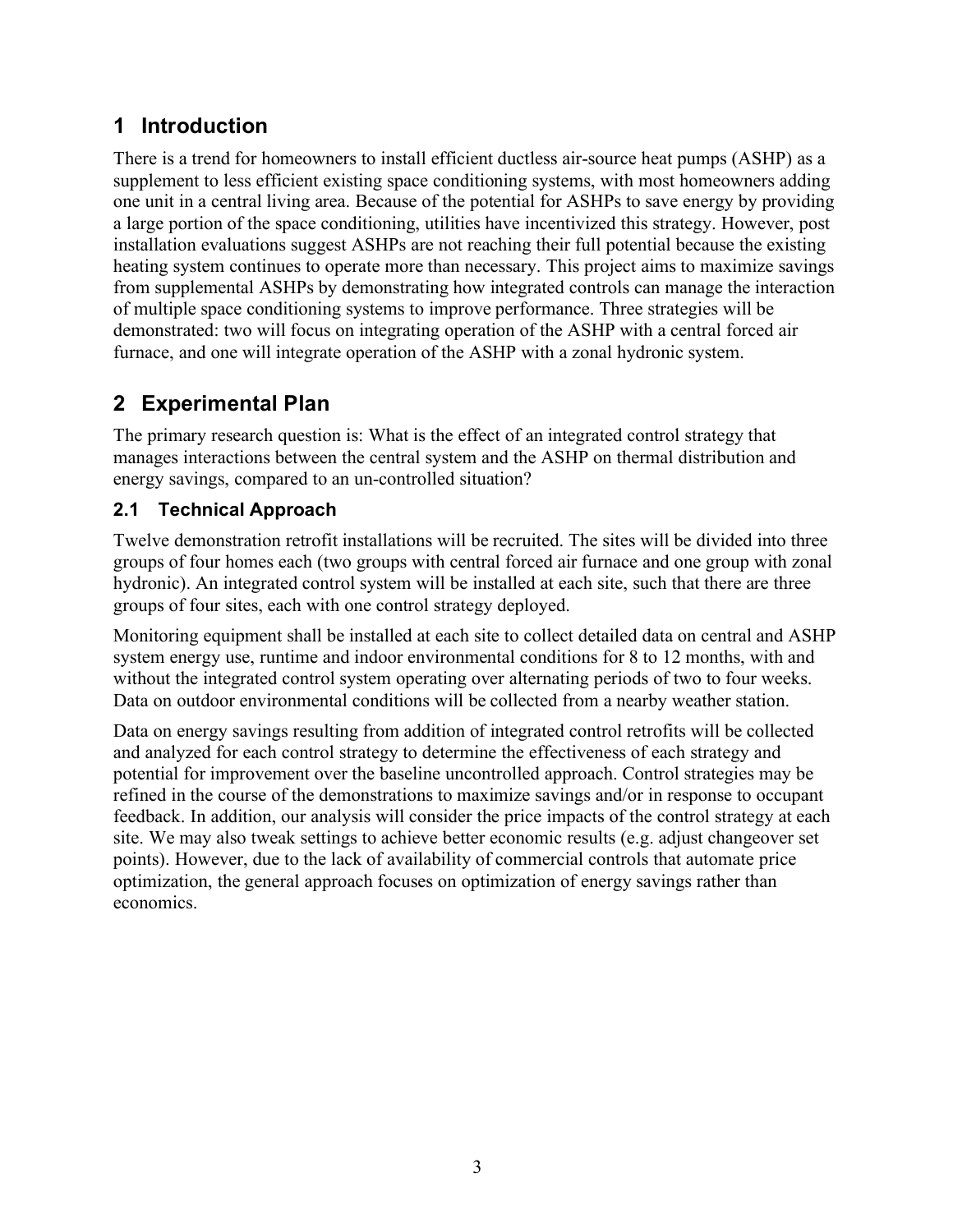# 1 Introduction

There is a trend for homeowners to install efficient ductless air-source heat pumps (ASHP) as a supplement to less efficient existing space conditioning systems, with most homeowners adding one unit in a central living area. Because of the potential for ASHPs to save energy by providing a large portion of the space conditioning, utilities have incentivized this strategy. However, post installation evaluations suggest ASHPs are not reaching their full potential because the existing heating system continues to operate more than necessary. This project aims to maximize savings from supplemental ASHPs by demonstrating how integrated controls can manage the interaction of multiple space conditioning systems to improve performance. Three strategies will be demonstrated: two will focus on integrating operation of the ASHP with a central forced air furnace, and one will integrate operation of the ASHP with a zonal hydronic system.

# 2 Experimental Plan

The primary research question is: What is the effect of an integrated control strategy that manages interactions between the central system and the ASHP on thermal distribution and energy savings, compared to an un-controlled situation?

## 2.1 Technical Approach

Twelve demonstration retrofit installations will be recruited. The sites will be divided into three groups of four homes each (two groups with central forced air furnace and one group with zonal hydronic). An integrated control system will be installed at each site, such that there are three groups of four sites, each with one control strategy deployed.

Monitoring equipment shall be installed at each site to collect detailed data on central and ASHP system energy use, runtime and indoor environmental conditions for 8 to 12 months, with and without the integrated control system operating over alternating periods of two to four weeks. Data on outdoor environmental conditions will be collected from a nearby weather station.

Data on energy savings resulting from addition of integrated control retrofits will be collected and analyzed for each control strategy to determine the effectiveness of each strategy and potential for improvement over the baseline uncontrolled approach. Control strategies may be refined in the course of the demonstrations to maximize savings and/or in response to occupant feedback. In addition, our analysis will consider the price impacts of the control strategy at each site. We may also tweak settings to achieve better economic results (e.g. adjust changeover set points). However, due to the lack of availability of commercial controls that automate price optimization, the general approach focuses on optimization of energy savings rather than economics.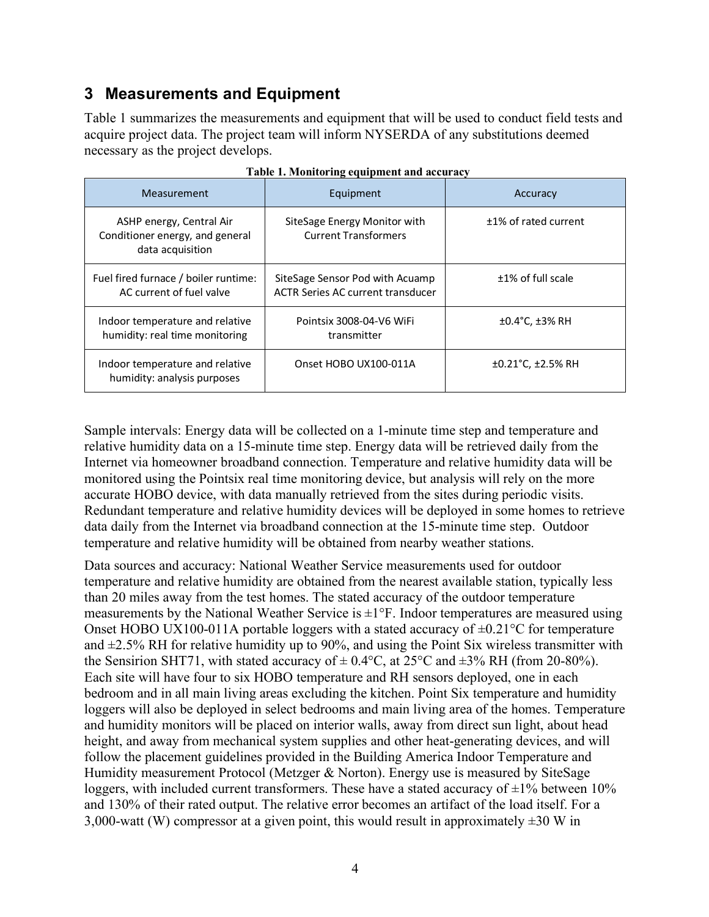## 3 Measurements and Equipment

Table 1 summarizes the measurements and equipment that will be used to conduct field tests and acquire project data. The project team will inform NYSERDA of any substitutions deemed necessary as the project develops.

**Table 1. Monitoring equipment and accuracy**

| Measurement | Equipment | Accuracy |
|---|---|---|
| ASHP energy, Central Air Conditioner energy, and general data acquisition | SiteSage Energy Monitor with Current Transformers | ±1% of rated current |
| Fuel fired furnace / boiler runtime: AC current of fuel valve | SiteSage Sensor Pod with Acuamp ACTR Series AC current transducer | ±1% of full scale |
| Indoor temperature and relative humidity: real time monitoring | Pointsix 3008-04-V6 WiFi transmitter | ±0.4°C, ±3% RH |
| Indoor temperature and relative humidity: analysis purposes | Onset HOBO UX100-011A | ±0.21°C, ±2.5% RH |

Sample intervals: Energy data will be collected on a 1-minute time step and temperature and relative humidity data on a 15-minute time step. Energy data will be retrieved daily from the Internet via homeowner broadband connection. Temperature and relative humidity data will be monitored using the Pointsix real time monitoring device, but analysis will rely on the more accurate HOBO device, with data manually retrieved from the sites during periodic visits. Redundant temperature and relative humidity devices will be deployed in some homes to retrieve data daily from the Internet via broadband connection at the 15-minute time step. Outdoor temperature and relative humidity will be obtained from nearby weather stations.

Data sources and accuracy: National Weather Service measurements used for outdoor temperature and relative humidity are obtained from the nearest available station, typically less than 20 miles away from the test homes. The stated accuracy of the outdoor temperature measurements by the National Weather Service is ±1°F. Indoor temperatures are measured using Onset HOBO UX100-011A portable loggers with a stated accuracy of ±0.21°C for temperature and ±2.5% RH for relative humidity up to 90%, and using the Point Six wireless transmitter with the Sensirion SHT71, with stated accuracy of ± 0.4°C, at 25°C and ±3% RH (from 20-80%). Each site will have four to six HOBO temperature and RH sensors deployed, one in each bedroom and in all main living areas excluding the kitchen. Point Six temperature and humidity loggers will also be deployed in select bedrooms and main living area of the homes. Temperature and humidity monitors will be placed on interior walls, away from direct sun light, about head height, and away from mechanical system supplies and other heat-generating devices, and will follow the placement guidelines provided in the Building America Indoor Temperature and Humidity measurement Protocol (Metzger & Norton). Energy use is measured by SiteSage loggers, with included current transformers. These have a stated accuracy of ±1% between 10% and 130% of their rated output. The relative error becomes an artifact of the load itself. For a 3,000-watt (W) compressor at a given point, this would result in approximately ±30 W in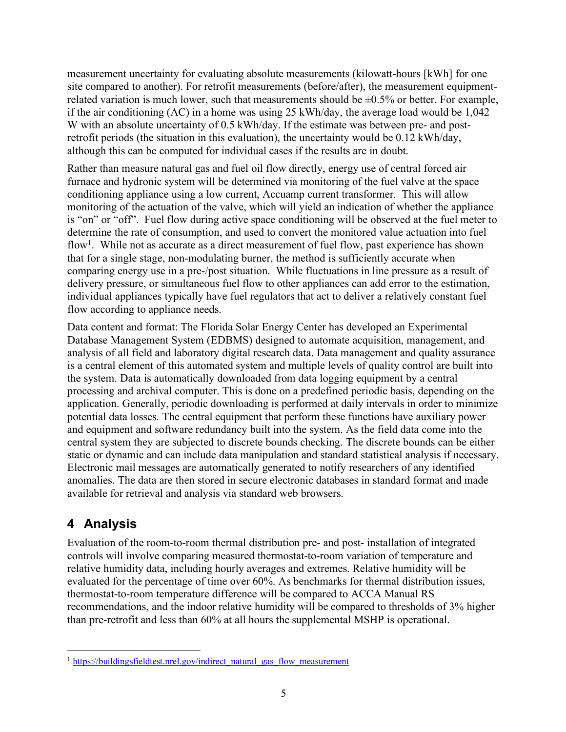measurement uncertainty for evaluating absolute measurements (kilowatt-hours [kWh] for one site compared to another). For retrofit measurements (before/after), the measurement equipment-related variation is much lower, such that measurements should be ±0.5% or better. For example, if the air conditioning (AC) in a home was using 25 kWh/day, the average load would be 1,042 W with an absolute uncertainty of 0.5 kWh/day. If the estimate was between pre- and post-retrofit periods (the situation in this evaluation), the uncertainty would be 0.12 kWh/day, although this can be computed for individual cases if the results are in doubt.

Rather than measure natural gas and fuel oil flow directly, energy use of central forced air furnace and hydronic system will be determined via monitoring of the fuel valve at the space conditioning appliance using a low current, Accuamp current transformer. This will allow monitoring of the actuation of the valve, which will yield an indication of whether the appliance is "on" or "off". Fuel flow during active space conditioning will be observed at the fuel meter to determine the rate of consumption, and used to convert the monitored value actuation into fuel flow[1]. While not as accurate as a direct measurement of fuel flow, past experience has shown that for a single stage, non-modulating burner, the method is sufficiently accurate when comparing energy use in a pre-/post situation. While fluctuations in line pressure as a result of delivery pressure, or simultaneous fuel flow to other appliances can add error to the estimation, individual appliances typically have fuel regulators that act to deliver a relatively constant fuel flow according to appliance needs.

Data content and format: The Florida Solar Energy Center has developed an Experimental Database Management System (EDBMS) designed to automate acquisition, management, and analysis of all field and laboratory digital research data. Data management and quality assurance is a central element of this automated system and multiple levels of quality control are built into the system. Data is automatically downloaded from data logging equipment by a central processing and archival computer. This is done on a predefined periodic basis, depending on the application. Generally, periodic downloading is performed at daily intervals in order to minimize potential data losses. The central equipment that perform these functions have auxiliary power and equipment and software redundancy built into the system. As the field data come into the central system they are subjected to discrete bounds checking. The discrete bounds can be either static or dynamic and can include data manipulation and standard statistical analysis if necessary. Electronic mail messages are automatically generated to notify researchers of any identified anomalies. The data are then stored in secure electronic databases in standard format and made available for retrieval and analysis via standard web browsers.

# 4 Analysis

Evaluation of the room-to-room thermal distribution pre- and post- installation of integrated controls will involve comparing measured thermostat-to-room variation of temperature and relative humidity data, including hourly averages and extremes. Relative humidity will be evaluated for the percentage of time over 60%. As benchmarks for thermal distribution issues, thermostat-to-room temperature difference will be compared to ACCA Manual RS recommendations, and the indoor relative humidity will be compared to thresholds of 3% higher than pre-retrofit and less than 60% at all hours the supplemental MSHP is operational.

---

[1] https://buildingsfieldtest.nrel.gov/indirect_natural_gas_flow_measurement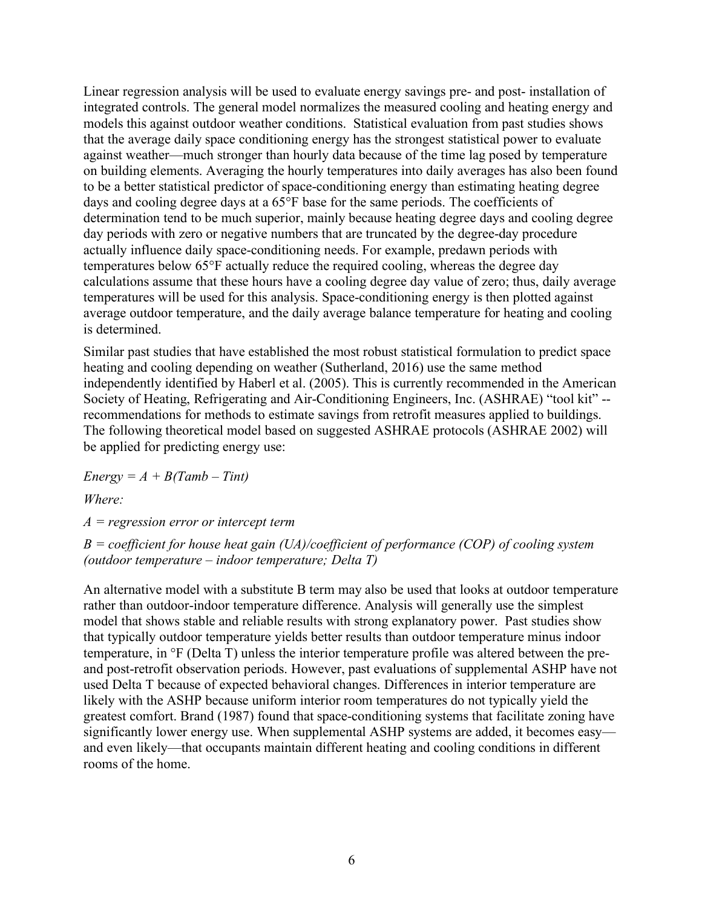Linear regression analysis will be used to evaluate energy savings pre- and post- installation of integrated controls. The general model normalizes the measured cooling and heating energy and models this against outdoor weather conditions. Statistical evaluation from past studies shows that the average daily space conditioning energy has the strongest statistical power to evaluate against weather—much stronger than hourly data because of the time lag posed by temperature on building elements. Averaging the hourly temperatures into daily averages has also been found to be a better statistical predictor of space-conditioning energy than estimating heating degree days and cooling degree days at a 65°F base for the same periods. The coefficients of determination tend to be much superior, mainly because heating degree days and cooling degree day periods with zero or negative numbers that are truncated by the degree-day procedure actually influence daily space-conditioning needs. For example, predawn periods with temperatures below 65°F actually reduce the required cooling, whereas the degree day calculations assume that these hours have a cooling degree day value of zero; thus, daily average temperatures will be used for this analysis. Space-conditioning energy is then plotted against average outdoor temperature, and the daily average balance temperature for heating and cooling is determined.

Similar past studies that have established the most robust statistical formulation to predict space heating and cooling depending on weather (Sutherland, 2016) use the same method independently identified by Haberl et al. (2005). This is currently recommended in the American Society of Heating, Refrigerating and Air-Conditioning Engineers, Inc. (ASHRAE) "tool kit" -- recommendations for methods to estimate savings from retrofit measures applied to buildings. The following theoretical model based on suggested ASHRAE protocols (ASHRAE 2002) will be applied for predicting energy use:

$$Energy = A + B(Tamb - Tint)$$

*Where:*

*A = regression error or intercept term*

*B = coefficient for house heat gain (UA)/coefficient of performance (COP) of cooling system (outdoor temperature – indoor temperature; Delta T)*

An alternative model with a substitute B term may also be used that looks at outdoor temperature rather than outdoor-indoor temperature difference. Analysis will generally use the simplest model that shows stable and reliable results with strong explanatory power. Past studies show that typically outdoor temperature yields better results than outdoor temperature minus indoor temperature, in °F (Delta T) unless the interior temperature profile was altered between the pre- and post-retrofit observation periods. However, past evaluations of supplemental ASHP have not used Delta T because of expected behavioral changes. Differences in interior temperature are likely with the ASHP because uniform interior room temperatures do not typically yield the greatest comfort. Brand (1987) found that space-conditioning systems that facilitate zoning have significantly lower energy use. When supplemental ASHP systems are added, it becomes easy—and even likely—that occupants maintain different heating and cooling conditions in different rooms of the home.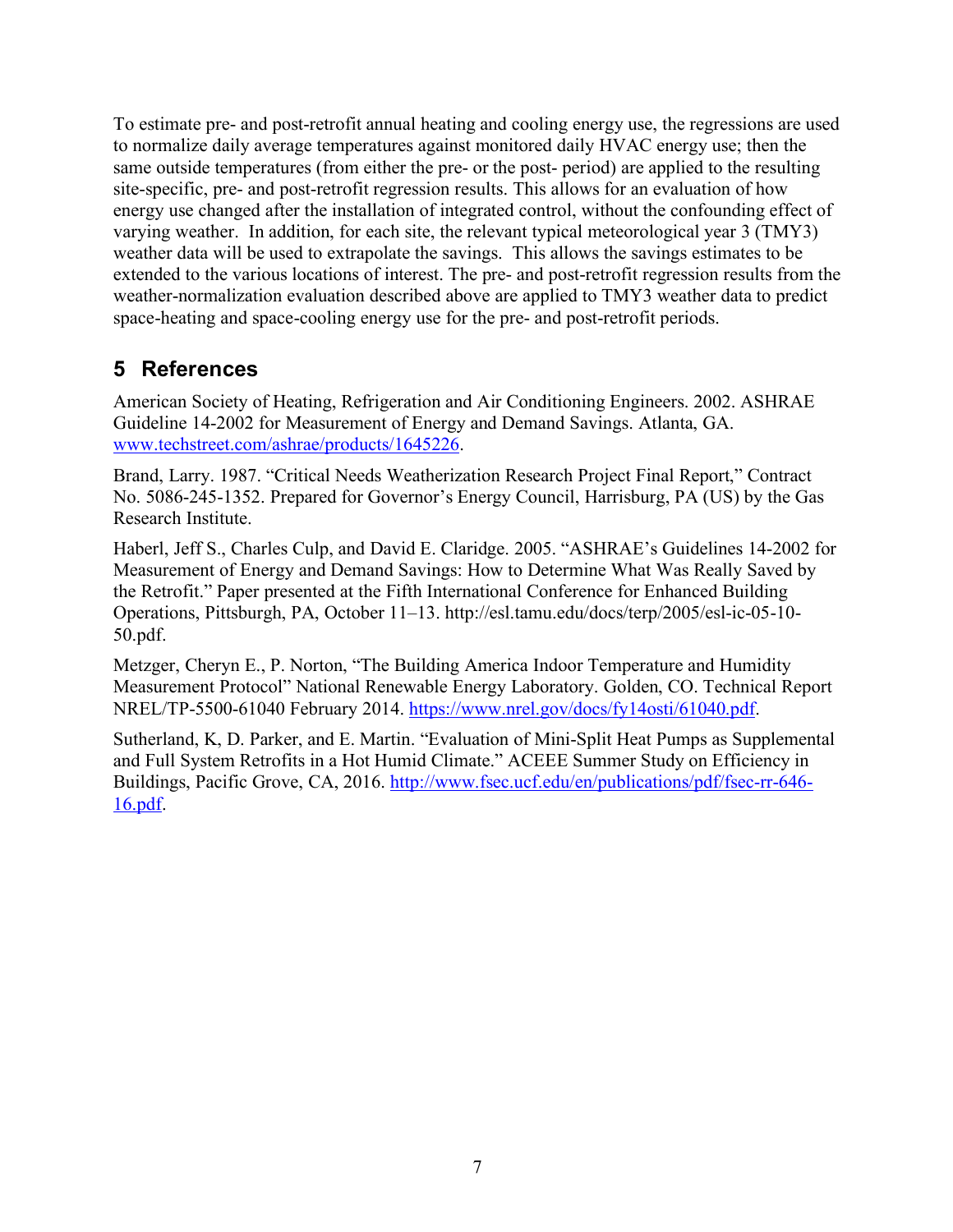To estimate pre- and post-retrofit annual heating and cooling energy use, the regressions are used to normalize daily average temperatures against monitored daily HVAC energy use; then the same outside temperatures (from either the pre- or the post- period) are applied to the resulting site-specific, pre- and post-retrofit regression results. This allows for an evaluation of how energy use changed after the installation of integrated control, without the confounding effect of varying weather. In addition, for each site, the relevant typical meteorological year 3 (TMY3) weather data will be used to extrapolate the savings. This allows the savings estimates to be extended to the various locations of interest. The pre- and post-retrofit regression results from the weather-normalization evaluation described above are applied to TMY3 weather data to predict space-heating and space-cooling energy use for the pre- and post-retrofit periods.

## 5 References

American Society of Heating, Refrigeration and Air Conditioning Engineers. 2002. ASHRAE Guideline 14-2002 for Measurement of Energy and Demand Savings. Atlanta, GA. www.techstreet.com/ashrae/products/1645226.

Brand, Larry. 1987. "Critical Needs Weatherization Research Project Final Report," Contract No. 5086-245-1352. Prepared for Governor's Energy Council, Harrisburg, PA (US) by the Gas Research Institute.

Haberl, Jeff S., Charles Culp, and David E. Claridge. 2005. "ASHRAE's Guidelines 14-2002 for Measurement of Energy and Demand Savings: How to Determine What Was Really Saved by the Retrofit." Paper presented at the Fifth International Conference for Enhanced Building Operations, Pittsburgh, PA, October 11–13. http://esl.tamu.edu/docs/terp/2005/esl-ic-05-10-50.pdf.

Metzger, Cheryn E., P. Norton, "The Building America Indoor Temperature and Humidity Measurement Protocol" National Renewable Energy Laboratory. Golden, CO. Technical Report NREL/TP-5500-61040 February 2014. https://www.nrel.gov/docs/fy14osti/61040.pdf.

Sutherland, K, D. Parker, and E. Martin. "Evaluation of Mini-Split Heat Pumps as Supplemental and Full System Retrofits in a Hot Humid Climate." ACEEE Summer Study on Efficiency in Buildings, Pacific Grove, CA, 2016. http://www.fsec.ucf.edu/en/publications/pdf/fsec-rr-646-16.pdf.